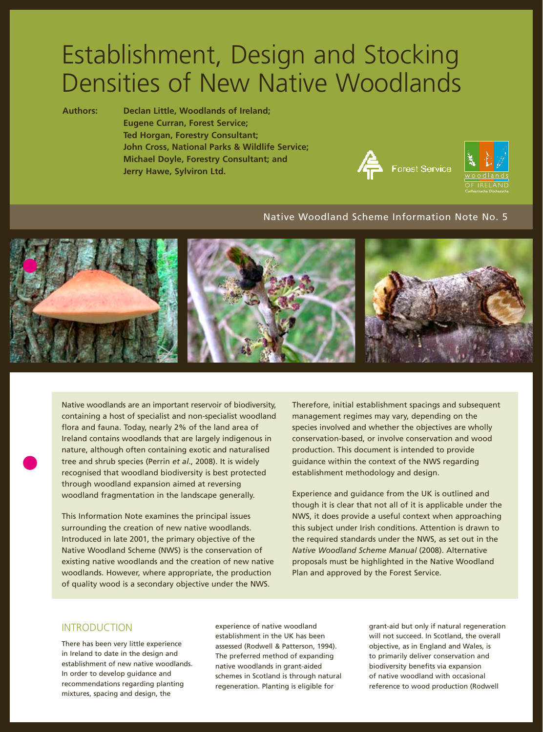# Establishment, Design and Stocking Densities of New Native Woodlands

**Authors:** **Declan Little, Woodlands of Ireland; Eugene Curran, Forest Service; Ted Horgan, Forestry Consultant; John Cross, National Parks & Wildlife Service; Michael Doyle, Forestry Consultant; and Jerry Hawe, Sylviron Ltd.**

Forest Service

woodlands OF IRELAND Coillearnacha Dúchasacha

Native Woodland Scheme Information Note No. 5

Native woodlands are an important reservoir of biodiversity, containing a host of specialist and non-specialist woodland flora and fauna. Today, nearly 2% of the land area of Ireland contains woodlands that are largely indigenous in nature, although often containing exotic and naturalised tree and shrub species (Perrin *et al*., 2008). It is widely recognised that woodland biodiversity is best protected through woodland expansion aimed at reversing woodland fragmentation in the landscape generally.

This Information Note examines the principal issues surrounding the creation of new native woodlands. Introduced in late 2001, the primary objective of the Native Woodland Scheme (NWS) is the conservation of existing native woodlands and the creation of new native woodlands. However, where appropriate, the production of quality wood is a secondary objective under the NWS.

Therefore, initial establishment spacings and subsequent management regimes may vary, depending on the species involved and whether the objectives are wholly conservation-based, or involve conservation and wood production. This document is intended to provide guidance within the context of the NWS regarding establishment methodology and design.

Experience and guidance from the UK is outlined and though it is clear that not all of it is applicable under the NWS, it does provide a useful context when approaching this subject under Irish conditions. Attention is drawn to the required standards under the NWS, as set out in the *Native Woodland Scheme Manual* (2008). Alternative proposals must be highlighted in the Native Woodland Plan and approved by the Forest Service.

## INTRODUCTION

There has been very little experience in Ireland to date in the design and establishment of new native woodlands. In order to develop guidance and recommendations regarding planting mixtures, spacing and design, the experience of native woodland establishment in the UK has been assessed (Rodwell & Patterson, 1994). The preferred method of expanding native woodlands in grant-aided schemes in Scotland is through natural regeneration. Planting is eligible for grant-aid but only if natural regeneration will not succeed. In Scotland, the overall objective, as in England and Wales, is to primarily deliver conservation and biodiversity benefits via expansion of native woodland with occasional reference to wood production (Rodwell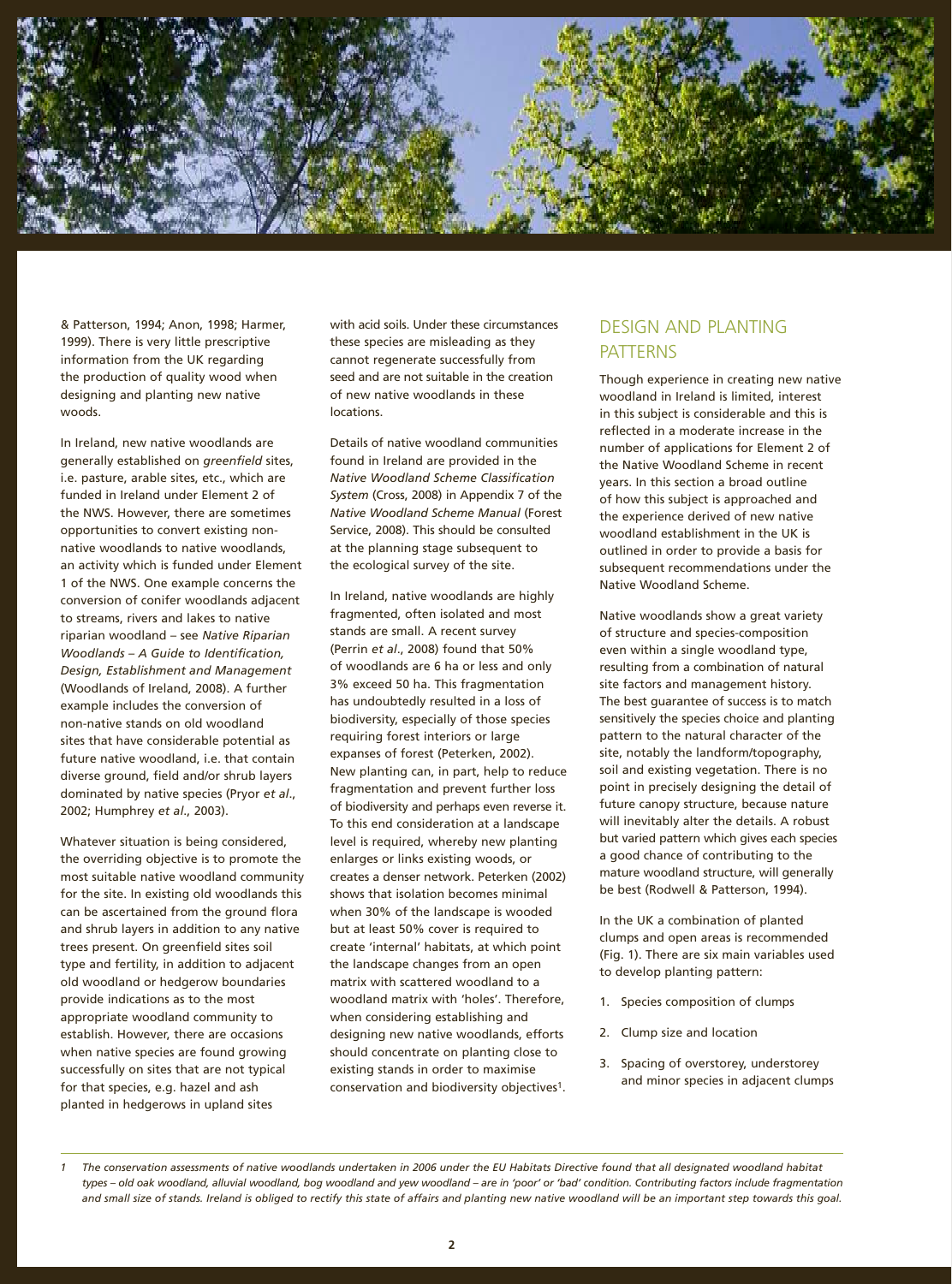& Patterson, 1994; Anon, 1998; Harmer, 1999). There is very little prescriptive information from the UK regarding the production of quality wood when designing and planting new native woods.

In Ireland, new native woodlands are generally established on *greenfield* sites, i.e. pasture, arable sites, etc., which are funded in Ireland under Element 2 of the NWS. However, there are sometimes opportunities to convert existing non-native woodlands to native woodlands, an activity which is funded under Element 1 of the NWS. One example concerns the conversion of conifer woodlands adjacent to streams, rivers and lakes to native riparian woodland – see *Native Riparian Woodlands – A Guide to Identification, Design, Establishment and Management* (Woodlands of Ireland, 2008). A further example includes the conversion of non-native stands on old woodland sites that have considerable potential as future native woodland, i.e. that contain diverse ground, field and/or shrub layers dominated by native species (Pryor *et al*., 2002; Humphrey *et al*., 2003).

Whatever situation is being considered, the overriding objective is to promote the most suitable native woodland community for the site. In existing old woodlands this can be ascertained from the ground flora and shrub layers in addition to any native trees present. On greenfield sites soil type and fertility, in addition to adjacent old woodland or hedgerow boundaries provide indications as to the most appropriate woodland community to establish. However, there are occasions when native species are found growing successfully on sites that are not typical for that species, e.g. hazel and ash planted in hedgerows in upland sites with acid soils. Under these circumstances these species are misleading as they cannot regenerate successfully from seed and are not suitable in the creation of new native woodlands in these locations.

Details of native woodland communities found in Ireland are provided in the *Native Woodland Scheme Classification System* (Cross, 2008) in Appendix 7 of the *Native Woodland Scheme Manual* (Forest Service, 2008). This should be consulted at the planning stage subsequent to the ecological survey of the site.

In Ireland, native woodlands are highly fragmented, often isolated and most stands are small. A recent survey (Perrin *et al*., 2008) found that 50% of woodlands are 6 ha or less and only 3% exceed 50 ha. This fragmentation has undoubtedly resulted in a loss of biodiversity, especially of those species requiring forest interiors or large expanses of forest (Peterken, 2002). New planting can, in part, help to reduce fragmentation and prevent further loss of biodiversity and perhaps even reverse it. To this end consideration at a landscape level is required, whereby new planting enlarges or links existing woods, or creates a denser network. Peterken (2002) shows that isolation becomes minimal when 30% of the landscape is wooded but at least 50% cover is required to create 'internal' habitats, at which point the landscape changes from an open matrix with scattered woodland to a woodland matrix with 'holes'. Therefore, when considering establishing and designing new native woodlands, efforts should concentrate on planting close to existing stands in order to maximise conservation and biodiversity objectives[1].

## DESIGN AND PLANTING PATTERNS

Though experience in creating new native woodland in Ireland is limited, interest in this subject is considerable and this is reflected in a moderate increase in the number of applications for Element 2 of the Native Woodland Scheme in recent years. In this section a broad outline of how this subject is approached and the experience derived of new native woodland establishment in the UK is outlined in order to provide a basis for subsequent recommendations under the Native Woodland Scheme.

Native woodlands show a great variety of structure and species-composition even within a single woodland type, resulting from a combination of natural site factors and management history. The best guarantee of success is to match sensitively the species choice and planting pattern to the natural character of the site, notably the landform/topography, soil and existing vegetation. There is no point in precisely designing the detail of future canopy structure, because nature will inevitably alter the details. A robust but varied pattern which gives each species a good chance of contributing to the mature woodland structure, will generally be best (Rodwell & Patterson, 1994).

In the UK a combination of planted clumps and open areas is recommended (Fig. 1). There are six main variables used to develop planting pattern:

1. Species composition of clumps
2. Clump size and location
3. Spacing of overstorey, understorey and minor species in adjacent clumps

---

[1] *The conservation assessments of native woodlands undertaken in 2006 under the EU Habitats Directive found that all designated woodland habitat types – old oak woodland, alluvial woodland, bog woodland and yew woodland – are in 'poor' or 'bad' condition. Contributing factors include fragmentation and small size of stands. Ireland is obliged to rectify this state of affairs and planting new native woodland will be an important step towards this goal.*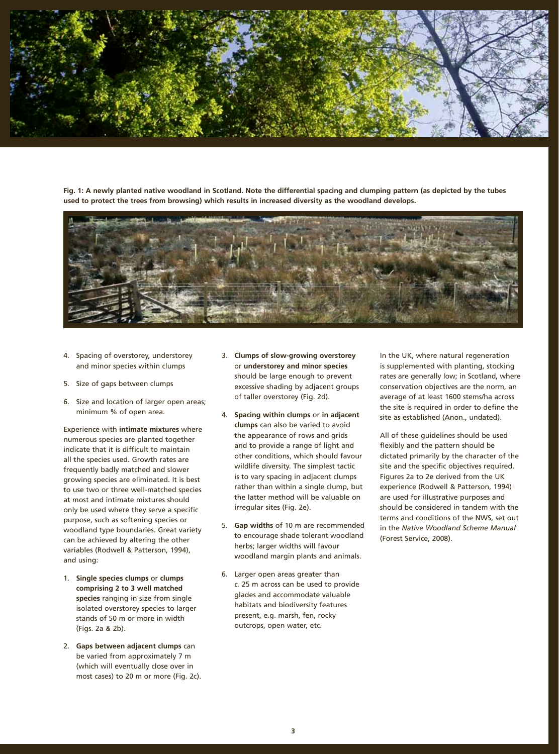**Fig. 1: A newly planted native woodland in Scotland. Note the differential spacing and clumping pattern (as depicted by the tubes used to protect the trees from browsing) which results in increased diversity as the woodland develops.**

4. Spacing of overstorey, understorey and minor species within clumps
5. Size of gaps between clumps
6. Size and location of larger open areas; minimum % of open area.

Experience with **intimate mixtures** where numerous species are planted together indicate that it is difficult to maintain all the species used. Growth rates are frequently badly matched and slower growing species are eliminated. It is best to use two or three well-matched species at most and intimate mixtures should only be used where they serve a specific purpose, such as softening species or woodland type boundaries. Great variety can be achieved by altering the other variables (Rodwell & Patterson, 1994), and using:

1. **Single species clumps** or **clumps comprising 2 to 3 well matched species** ranging in size from single isolated overstorey species to larger stands of 50 m or more in width (Figs. 2a & 2b).
2. **Gaps between adjacent clumps** can be varied from approximately 7 m (which will eventually close over in most cases) to 20 m or more (Fig. 2c).
3. **Clumps of slow-growing overstorey** or **understorey and minor species** should be large enough to prevent excessive shading by adjacent groups of taller overstorey (Fig. 2d).
4. **Spacing within clumps** or **in adjacent clumps** can also be varied to avoid the appearance of rows and grids and to provide a range of light and other conditions, which should favour wildlife diversity. The simplest tactic is to vary spacing in adjacent clumps rather than within a single clump, but the latter method will be valuable on irregular sites (Fig. 2e).
5. **Gap widths** of 10 m are recommended to encourage shade tolerant woodland herbs; larger widths will favour woodland margin plants and animals.
6. Larger open areas greater than *c.* 25 m across can be used to provide glades and accommodate valuable habitats and biodiversity features present, e.g. marsh, fen, rocky outcrops, open water, etc.

In the UK, where natural regeneration is supplemented with planting, stocking rates are generally low; in Scotland, where conservation objectives are the norm, an average of at least 1600 stems/ha across the site is required in order to define the site as established (Anon., undated).

All of these guidelines should be used flexibly and the pattern should be dictated primarily by the character of the site and the specific objectives required. Figures 2a to 2e derived from the UK experience (Rodwell & Patterson, 1994) are used for illustrative purposes and should be considered in tandem with the terms and conditions of the NWS, set out in the *Native Woodland Scheme Manual* (Forest Service, 2008).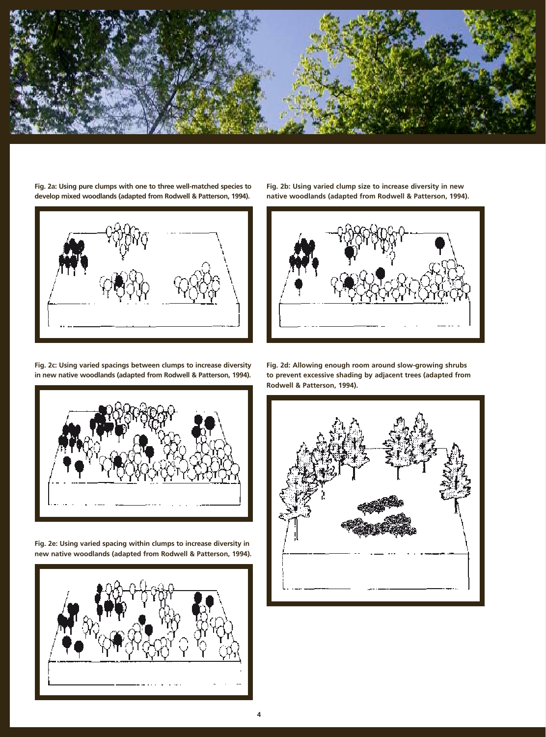Fig. 2a: Using pure clumps with one to three well-matched species to develop mixed woodlands (adapted from Rodwell & Patterson, 1994).

Fig. 2b: Using varied clump size to increase diversity in new native woodlands (adapted from Rodwell & Patterson, 1994).

Fig. 2c: Using varied spacings between clumps to increase diversity in new native woodlands (adapted from Rodwell & Patterson, 1994).

Fig. 2d: Allowing enough room around slow-growing shrubs to prevent excessive shading by adjacent trees (adapted from Rodwell & Patterson, 1994).

Fig. 2e: Using varied spacing within clumps to increase diversity in new native woodlands (adapted from Rodwell & Patterson, 1994).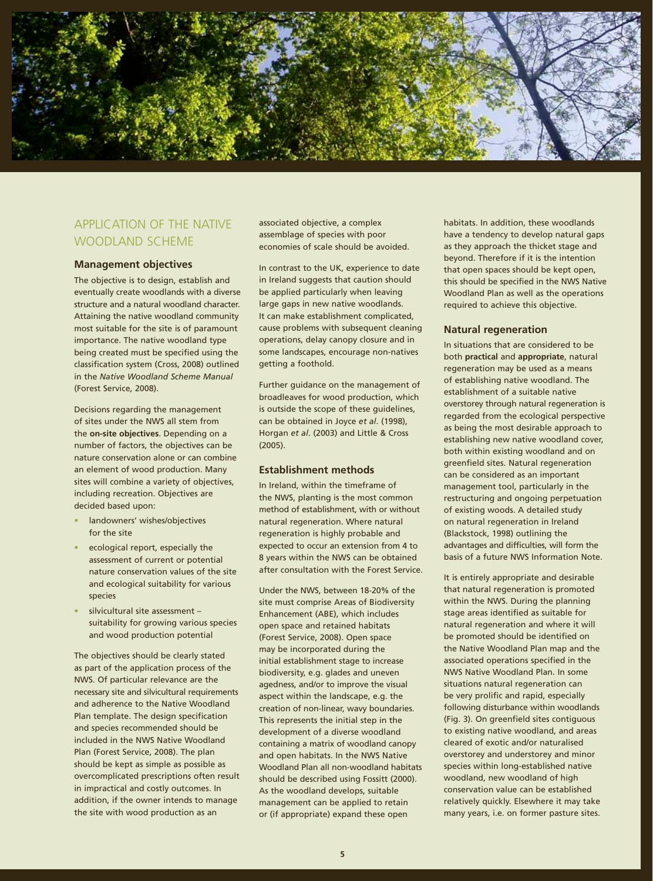## APPLICATION OF THE NATIVE WOODLAND SCHEME

### Management objectives

The objective is to design, establish and eventually create woodlands with a diverse structure and a natural woodland character. Attaining the native woodland community most suitable for the site is of paramount importance. The native woodland type being created must be specified using the classification system (Cross, 2008) outlined in the *Native Woodland Scheme Manual* (Forest Service, 2008).

Decisions regarding the management of sites under the NWS all stem from the **on-site objectives**. Depending on a number of factors, the objectives can be nature conservation alone or can combine an element of wood production. Many sites will combine a variety of objectives, including recreation. Objectives are decided based upon:

- landowners' wishes/objectives for the site
- ecological report, especially the assessment of current or potential nature conservation values of the site and ecological suitability for various species
- silvicultural site assessment – suitability for growing various species and wood production potential

The objectives should be clearly stated as part of the application process of the NWS. Of particular relevance are the necessary site and silvicultural requirements and adherence to the Native Woodland Plan template. The design specification and species recommended should be included in the NWS Native Woodland Plan (Forest Service, 2008). The plan should be kept as simple as possible as overcomplicated prescriptions often result in impractical and costly outcomes. In addition, if the owner intends to manage the site with wood production as an associated objective, a complex assemblage of species with poor economies of scale should be avoided.

In contrast to the UK, experience to date in Ireland suggests that caution should be applied particularly when leaving large gaps in new native woodlands. It can make establishment complicated, cause problems with subsequent cleaning operations, delay canopy closure and in some landscapes, encourage non-natives getting a foothold.

Further guidance on the management of broadleaves for wood production, which is outside the scope of these guidelines, can be obtained in Joyce *et al*. (1998), Horgan *et al*. (2003) and Little & Cross (2005).

### Establishment methods

In Ireland, within the timeframe of the NWS, planting is the most common method of establishment, with or without natural regeneration. Where natural regeneration is highly probable and expected to occur an extension from 4 to 8 years within the NWS can be obtained after consultation with the Forest Service.

Under the NWS, between 18-20% of the site must comprise Areas of Biodiversity Enhancement (ABE), which includes open space and retained habitats (Forest Service, 2008). Open space may be incorporated during the initial establishment stage to increase biodiversity, e.g. glades and uneven agedness, and/or to improve the visual aspect within the landscape, e.g. the creation of non-linear, wavy boundaries. This represents the initial step in the development of a diverse woodland containing a matrix of woodland canopy and open habitats. In the NWS Native Woodland Plan all non-woodland habitats should be described using Fossitt (2000). As the woodland develops, suitable management can be applied to retain or (if appropriate) expand these open habitats. In addition, these woodlands have a tendency to develop natural gaps as they approach the thicket stage and beyond. Therefore if it is the intention that open spaces should be kept open, this should be specified in the NWS Native Woodland Plan as well as the operations required to achieve this objective.

### Natural regeneration

In situations that are considered to be both **practical** and **appropriate**, natural regeneration may be used as a means of establishing native woodland. The establishment of a suitable native overstorey through natural regeneration is regarded from the ecological perspective as being the most desirable approach to establishing new native woodland cover, both within existing woodland and on greenfield sites. Natural regeneration can be considered as an important management tool, particularly in the restructuring and ongoing perpetuation of existing woods. A detailed study on natural regeneration in Ireland (Blackstock, 1998) outlining the advantages and difficulties, will form the basis of a future NWS Information Note.

It is entirely appropriate and desirable that natural regeneration is promoted within the NWS. During the planning stage areas identified as suitable for natural regeneration and where it will be promoted should be identified on the Native Woodland Plan map and the associated operations specified in the NWS Native Woodland Plan. In some situations natural regeneration can be very prolific and rapid, especially following disturbance within woodlands (Fig. 3). On greenfield sites contiguous to existing native woodland, and areas cleared of exotic and/or naturalised overstorey and understorey and minor species within long-established native woodland, new woodland of high conservation value can be established relatively quickly. Elsewhere it may take many years, i.e. on former pasture sites.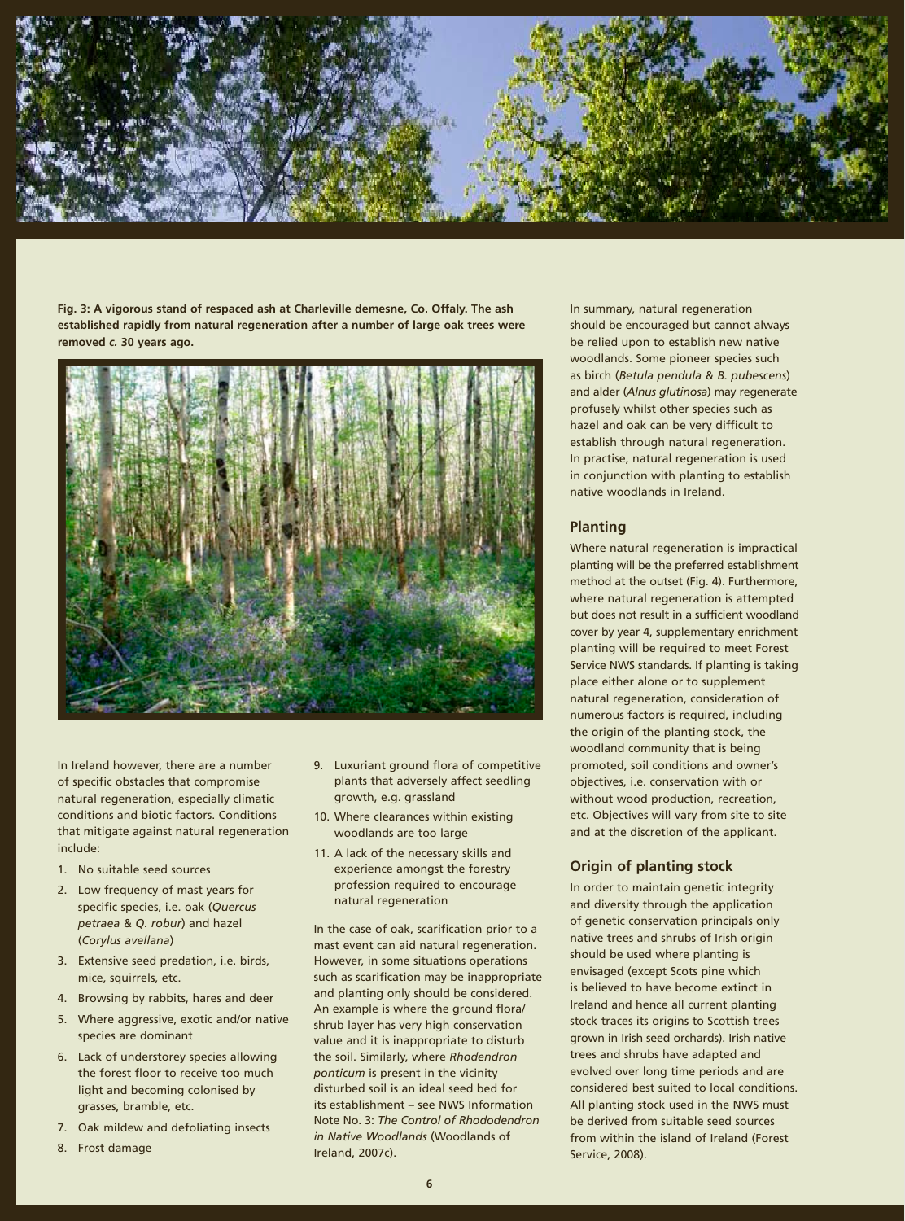**Fig. 3: A vigorous stand of respaced ash at Charleville demesne, Co. Offaly. The ash established rapidly from natural regeneration after a number of large oak trees were removed *c.* 30 years ago.**

In Ireland however, there are a number of specific obstacles that compromise natural regeneration, especially climatic conditions and biotic factors. Conditions that mitigate against natural regeneration include:

1. No suitable seed sources
2. Low frequency of mast years for specific species, i.e. oak (*Quercus petraea* & *Q. robur*) and hazel (*Corylus avellana*)
3. Extensive seed predation, i.e. birds, mice, squirrels, etc.
4. Browsing by rabbits, hares and deer
5. Where aggressive, exotic and/or native species are dominant
6. Lack of understorey species allowing the forest floor to receive too much light and becoming colonised by grasses, bramble, etc.
7. Oak mildew and defoliating insects
8. Frost damage
9. Luxuriant ground flora of competitive plants that adversely affect seedling growth, e.g. grassland
10. Where clearances within existing woodlands are too large
11. A lack of the necessary skills and experience amongst the forestry profession required to encourage natural regeneration

In the case of oak, scarification prior to a mast event can aid natural regeneration. However, in some situations operations such as scarification may be inappropriate and planting only should be considered. An example is where the ground flora/shrub layer has very high conservation value and it is inappropriate to disturb the soil. Similarly, where *Rhodendron ponticum* is present in the vicinity disturbed soil is an ideal seed bed for its establishment – see NWS Information Note No. 3: *The Control of Rhododendron in Native Woodlands* (Woodlands of Ireland, 2007c).

In summary, natural regeneration should be encouraged but cannot always be relied upon to establish new native woodlands. Some pioneer species such as birch (*Betula pendula* & *B. pubescens*) and alder (*Alnus glutinosa*) may regenerate profusely whilst other species such as hazel and oak can be very difficult to establish through natural regeneration. In practise, natural regeneration is used in conjunction with planting to establish native woodlands in Ireland.

## Planting

Where natural regeneration is impractical planting will be the preferred establishment method at the outset (Fig. 4). Furthermore, where natural regeneration is attempted but does not result in a sufficient woodland cover by year 4, supplementary enrichment planting will be required to meet Forest Service NWS standards. If planting is taking place either alone or to supplement natural regeneration, consideration of numerous factors is required, including the origin of the planting stock, the woodland community that is being promoted, soil conditions and owner's objectives, i.e. conservation with or without wood production, recreation, etc. Objectives will vary from site to site and at the discretion of the applicant.

## Origin of planting stock

In order to maintain genetic integrity and diversity through the application of genetic conservation principals only native trees and shrubs of Irish origin should be used where planting is envisaged (except Scots pine which is believed to have become extinct in Ireland and hence all current planting stock traces its origins to Scottish trees grown in Irish seed orchards). Irish native trees and shrubs have adapted and evolved over long time periods and are considered best suited to local conditions. All planting stock used in the NWS must be derived from suitable seed sources from within the island of Ireland (Forest Service, 2008).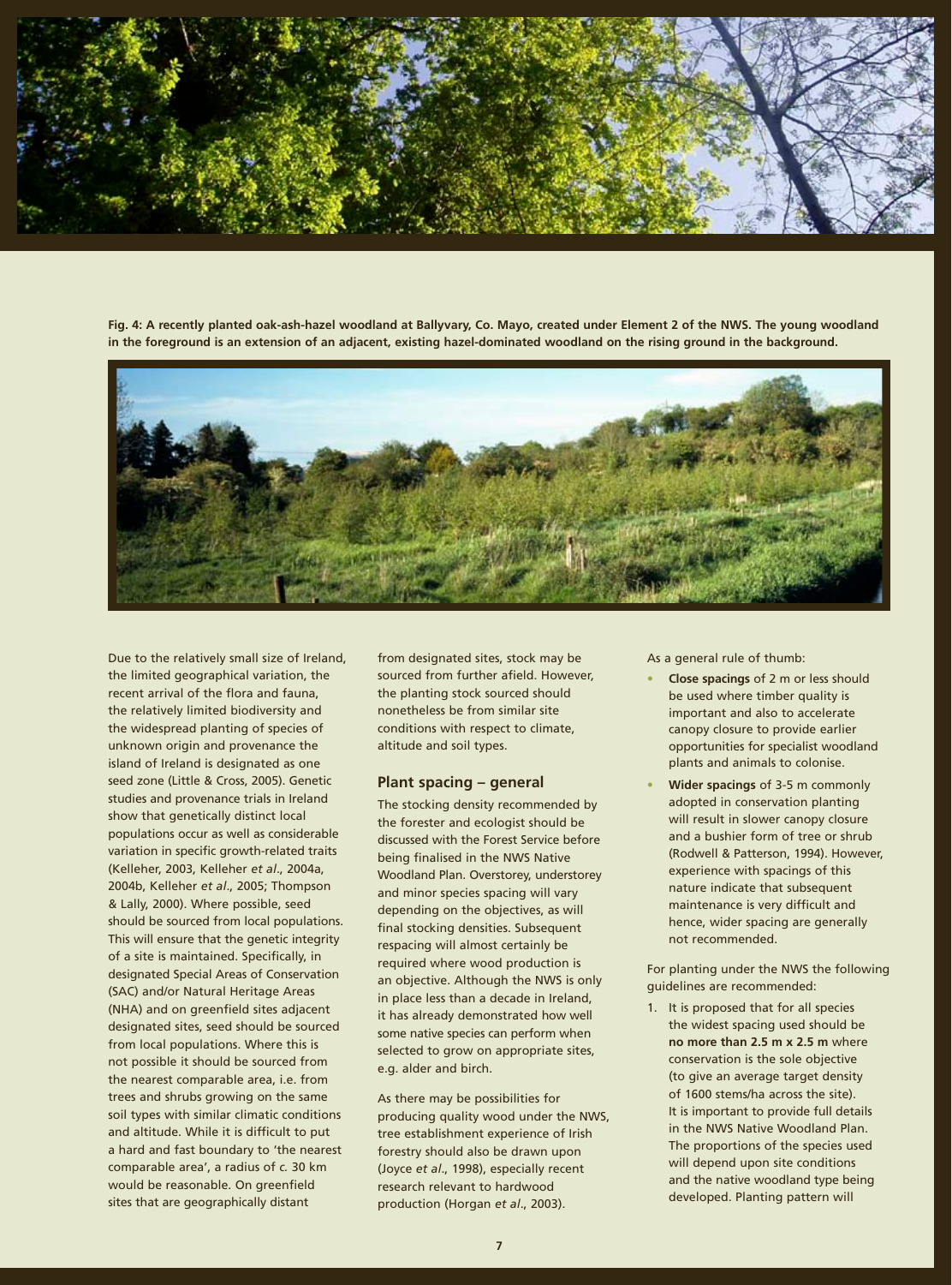**Fig. 4: A recently planted oak-ash-hazel woodland at Ballyvary, Co. Mayo, created under Element 2 of the NWS. The young woodland in the foreground is an extension of an adjacent, existing hazel-dominated woodland on the rising ground in the background.**

Due to the relatively small size of Ireland, the limited geographical variation, the recent arrival of the flora and fauna, the relatively limited biodiversity and the widespread planting of species of unknown origin and provenance the island of Ireland is designated as one seed zone (Little & Cross, 2005). Genetic studies and provenance trials in Ireland show that genetically distinct local populations occur as well as considerable variation in specific growth-related traits (Kelleher, 2003, Kelleher *et al*., 2004a, 2004b, Kelleher *et al*., 2005; Thompson & Lally, 2000). Where possible, seed should be sourced from local populations. This will ensure that the genetic integrity of a site is maintained. Specifically, in designated Special Areas of Conservation (SAC) and/or Natural Heritage Areas (NHA) and on greenfield sites adjacent designated sites, seed should be sourced from local populations. Where this is not possible it should be sourced from the nearest comparable area, i.e. from trees and shrubs growing on the same soil types with similar climatic conditions and altitude. While it is difficult to put a hard and fast boundary to 'the nearest comparable area', a radius of *c.* 30 km would be reasonable. On greenfield sites that are geographically distant from designated sites, stock may be sourced from further afield. However, the planting stock sourced should nonetheless be from similar site conditions with respect to climate, altitude and soil types.

## Plant spacing – general

The stocking density recommended by the forester and ecologist should be discussed with the Forest Service before being finalised in the NWS Native Woodland Plan. Overstorey, understorey and minor species spacing will vary depending on the objectives, as will final stocking densities. Subsequent respacing will almost certainly be required where wood production is an objective. Although the NWS is only in place less than a decade in Ireland, it has already demonstrated how well some native species can perform when selected to grow on appropriate sites, e.g. alder and birch.

As there may be possibilities for producing quality wood under the NWS, tree establishment experience of Irish forestry should also be drawn upon (Joyce *et al*., 1998), especially recent research relevant to hardwood production (Horgan *et al*., 2003).

As a general rule of thumb:

- **Close spacings** of 2 m or less should be used where timber quality is important and also to accelerate canopy closure to provide earlier opportunities for specialist woodland plants and animals to colonise.
- **Wider spacings** of 3-5 m commonly adopted in conservation planting will result in slower canopy closure and a bushier form of tree or shrub (Rodwell & Patterson, 1994). However, experience with spacings of this nature indicate that subsequent maintenance is very difficult and hence, wider spacing are generally not recommended.

For planting under the NWS the following guidelines are recommended:

1. It is proposed that for all species the widest spacing used should be **no more than 2.5 m x 2.5 m** where conservation is the sole objective (to give an average target density of 1600 stems/ha across the site). It is important to provide full details in the NWS Native Woodland Plan. The proportions of the species used will depend upon site conditions and the native woodland type being developed. Planting pattern will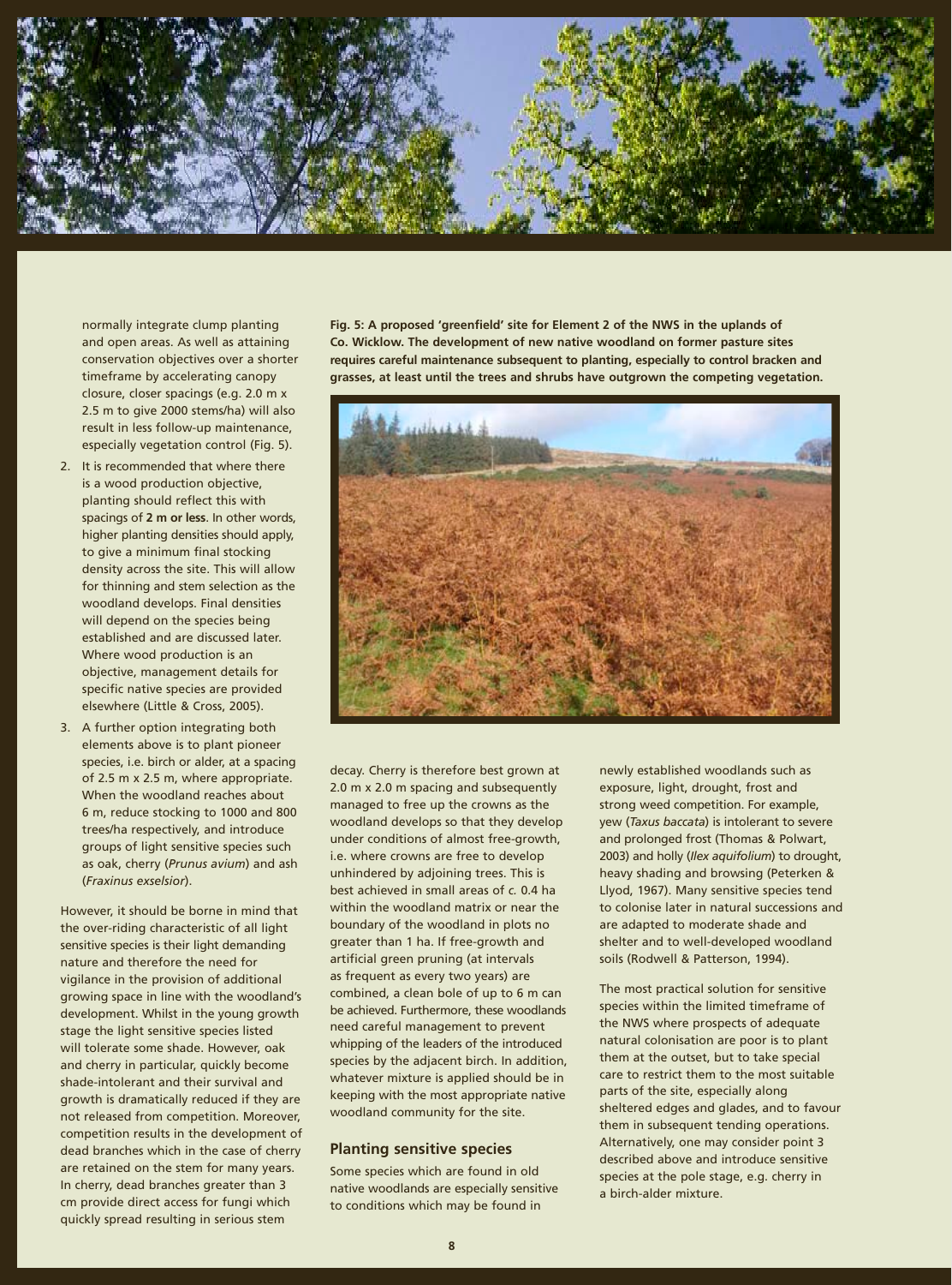normally integrate clump planting and open areas. As well as attaining conservation objectives over a shorter timeframe by accelerating canopy closure, closer spacings (e.g. 2.0 m x 2.5 m to give 2000 stems/ha) will also result in less follow-up maintenance, especially vegetation control (Fig. 5).

2. It is recommended that where there is a wood production objective, planting should reflect this with spacings of **2 m or less**. In other words, higher planting densities should apply, to give a minimum final stocking density across the site. This will allow for thinning and stem selection as the woodland develops. Final densities will depend on the species being established and are discussed later. Where wood production is an objective, management details for specific native species are provided elsewhere (Little & Cross, 2005).
3. A further option integrating both elements above is to plant pioneer species, i.e. birch or alder, at a spacing of 2.5 m x 2.5 m, where appropriate. When the woodland reaches about 6 m, reduce stocking to 1000 and 800 trees/ha respectively, and introduce groups of light sensitive species such as oak, cherry (*Prunus avium*) and ash (*Fraxinus exselsior*).

However, it should be borne in mind that the over-riding characteristic of all light sensitive species is their light demanding nature and therefore the need for vigilance in the provision of additional growing space in line with the woodland's development. Whilst in the young growth stage the light sensitive species listed will tolerate some shade. However, oak and cherry in particular, quickly become shade-intolerant and their survival and growth is dramatically reduced if they are not released from competition. Moreover, competition results in the development of dead branches which in the case of cherry are retained on the stem for many years. In cherry, dead branches greater than 3 cm provide direct access for fungi which quickly spread resulting in serious stem decay. Cherry is therefore best grown at 2.0 m x 2.0 m spacing and subsequently managed to free up the crowns as the woodland develops so that they develop under conditions of almost free-growth, i.e. where crowns are free to develop unhindered by adjoining trees. This is best achieved in small areas of *c.* 0.4 ha within the woodland matrix or near the boundary of the woodland in plots no greater than 1 ha. If free-growth and artificial green pruning (at intervals as frequent as every two years) are combined, a clean bole of up to 6 m can be achieved. Furthermore, these woodlands need careful management to prevent whipping of the leaders of the introduced species by the adjacent birch. In addition, whatever mixture is applied should be in keeping with the most appropriate native woodland community for the site.

**Fig. 5: A proposed 'greenfield' site for Element 2 of the NWS in the uplands of Co. Wicklow. The development of new native woodland on former pasture sites requires careful maintenance subsequent to planting, especially to control bracken and grasses, at least until the trees and shrubs have outgrown the competing vegetation.**

## Planting sensitive species

Some species which are found in old native woodlands are especially sensitive to conditions which may be found in newly established woodlands such as exposure, light, drought, frost and strong weed competition. For example, yew (*Taxus baccata*) is intolerant to severe and prolonged frost (Thomas & Polwart, 2003) and holly (*Ilex aquifolium*) to drought, heavy shading and browsing (Peterken & Llyod, 1967). Many sensitive species tend to colonise later in natural successions and are adapted to moderate shade and shelter and to well-developed woodland soils (Rodwell & Patterson, 1994).

The most practical solution for sensitive species within the limited timeframe of the NWS where prospects of adequate natural colonisation are poor is to plant them at the outset, but to take special care to restrict them to the most suitable parts of the site, especially along sheltered edges and glades, and to favour them in subsequent tending operations. Alternatively, one may consider point 3 described above and introduce sensitive species at the pole stage, e.g. cherry in a birch-alder mixture.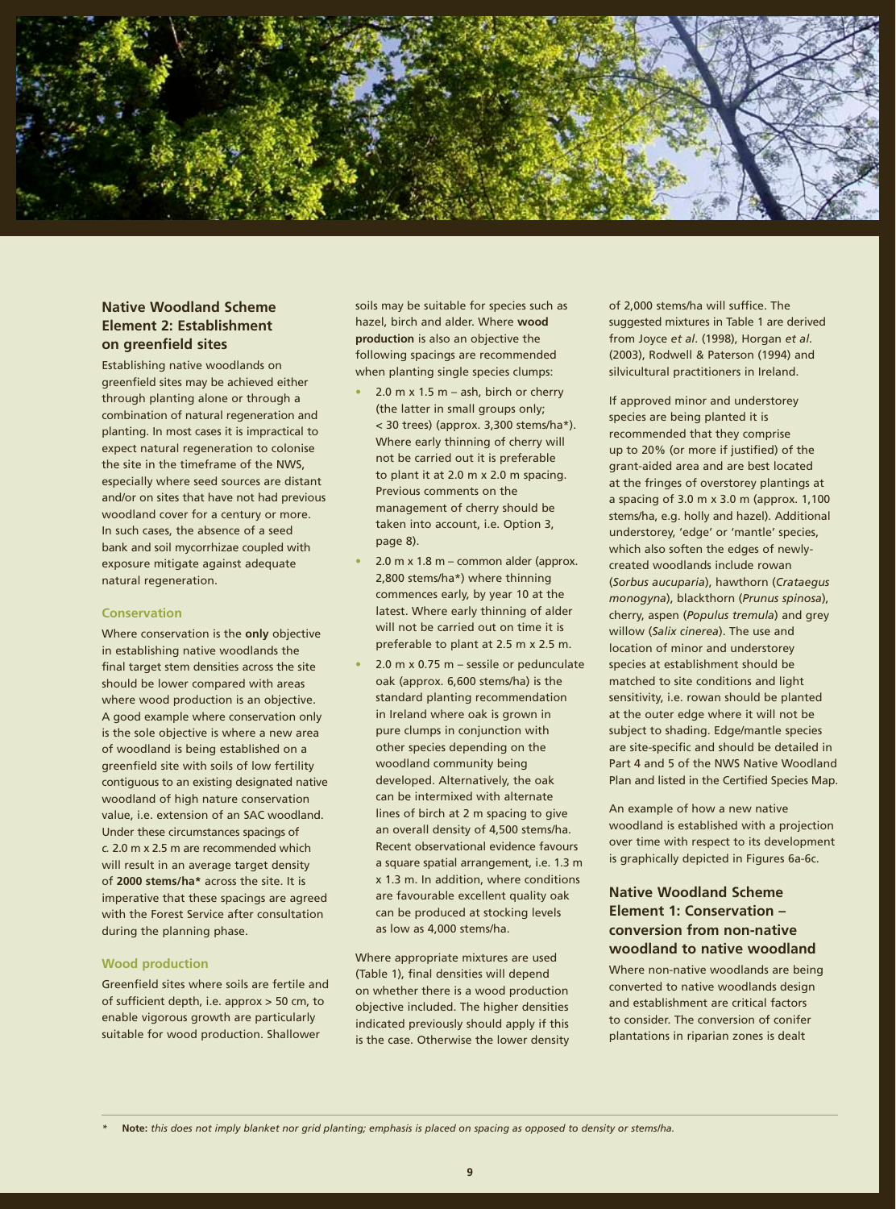## Native Woodland Scheme Element 2: Establishment on greenfield sites

Establishing native woodlands on greenfield sites may be achieved either through planting alone or through a combination of natural regeneration and planting. In most cases it is impractical to expect natural regeneration to colonise the site in the timeframe of the NWS, especially where seed sources are distant and/or on sites that have not had previous woodland cover for a century or more. In such cases, the absence of a seed bank and soil mycorrhizae coupled with exposure mitigate against adequate natural regeneration.

### Conservation

Where conservation is the **only** objective in establishing native woodlands the final target stem densities across the site should be lower compared with areas where wood production is an objective. A good example where conservation only is the sole objective is where a new area of woodland is being established on a greenfield site with soils of low fertility contiguous to an existing designated native woodland of high nature conservation value, i.e. extension of an SAC woodland. Under these circumstances spacings of *c.* 2.0 m x 2.5 m are recommended which will result in an average target density of **2000 stems/ha*** across the site. It is imperative that these spacings are agreed with the Forest Service after consultation during the planning phase.

### Wood production

Greenfield sites where soils are fertile and of sufficient depth, i.e. approx > 50 cm, to enable vigorous growth are particularly suitable for wood production. Shallower soils may be suitable for species such as hazel, birch and alder. Where **wood production** is also an objective the following spacings are recommended when planting single species clumps:

- 2.0 m x 1.5 m – ash, birch or cherry (the latter in small groups only; < 30 trees) (approx. 3,300 stems/ha*). Where early thinning of cherry will not be carried out it is preferable to plant it at 2.0 m x 2.0 m spacing. Previous comments on the management of cherry should be taken into account, i.e. Option 3, page 8).
- 2.0 m x 1.8 m – common alder (approx. 2,800 stems/ha*) where thinning commences early, by year 10 at the latest. Where early thinning of alder will not be carried out on time it is preferable to plant at 2.5 m x 2.5 m.
- 2.0 m x 0.75 m – sessile or pedunculate oak (approx. 6,600 stems/ha) is the standard planting recommendation in Ireland where oak is grown in pure clumps in conjunction with other species depending on the woodland community being developed. Alternatively, the oak can be intermixed with alternate lines of birch at 2 m spacing to give an overall density of 4,500 stems/ha. Recent observational evidence favours a square spatial arrangement, i.e. 1.3 m x 1.3 m. In addition, where conditions are favourable excellent quality oak can be produced at stocking levels as low as 4,000 stems/ha.

Where appropriate mixtures are used (Table 1), final densities will depend on whether there is a wood production objective included. The higher densities indicated previously should apply if this is the case. Otherwise the lower density of 2,000 stems/ha will suffice. The suggested mixtures in Table 1 are derived from Joyce *et al*. (1998), Horgan *et al*. (2003), Rodwell & Paterson (1994) and silvicultural practitioners in Ireland.

If approved minor and understorey species are being planted it is recommended that they comprise up to 20% (or more if justified) of the grant-aided area and are best located at the fringes of overstorey plantings at a spacing of 3.0 m x 3.0 m (approx. 1,100 stems/ha, e.g. holly and hazel). Additional understorey, 'edge' or 'mantle' species, which also soften the edges of newly-created woodlands include rowan (*Sorbus aucuparia*), hawthorn (*Crataegus monogyna*), blackthorn (*Prunus spinosa*), cherry, aspen (*Populus tremula*) and grey willow (*Salix cinerea*). The use and location of minor and understorey species at establishment should be matched to site conditions and light sensitivity, i.e. rowan should be planted at the outer edge where it will not be subject to shading. Edge/mantle species are site-specific and should be detailed in Part 4 and 5 of the NWS Native Woodland Plan and listed in the Certified Species Map.

An example of how a new native woodland is established with a projection over time with respect to its development is graphically depicted in Figures 6a-6c.

## Native Woodland Scheme Element 1: Conservation – conversion from non-native woodland to native woodland

Where non-native woodlands are being converted to native woodlands design and establishment are critical factors to consider. The conversion of conifer plantations in riparian zones is dealt

\* **Note:** *this does not imply blanket nor grid planting; emphasis is placed on spacing as opposed to density or stems/ha.*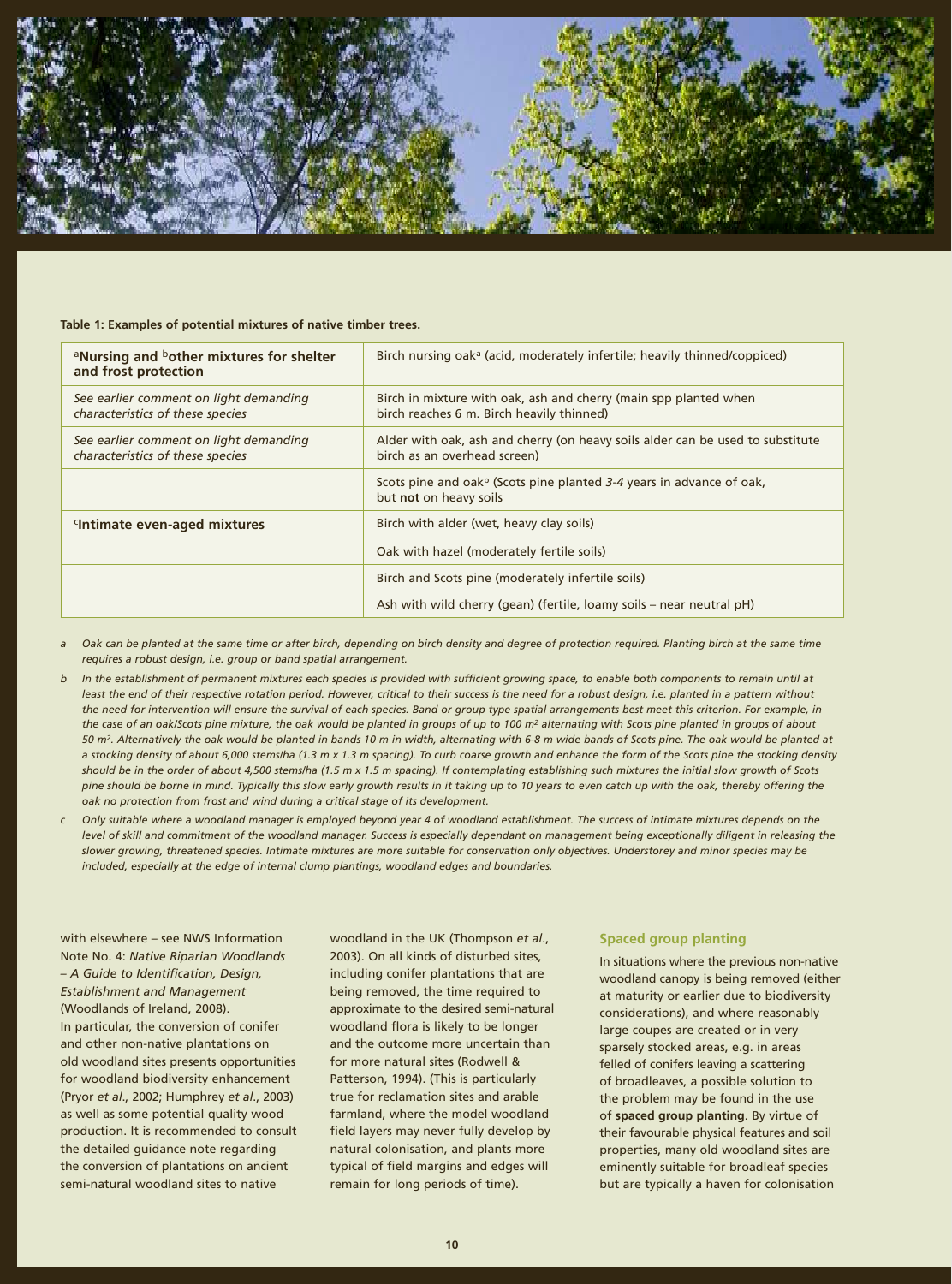**Table 1: Examples of potential mixtures of native timber trees.**

| [a]Nursing and [b]other mixtures for shelter and frost protection | Birch nursing oak[a] (acid, moderately infertile; heavily thinned/coppiced) |
|---|---|
| *See earlier comment on light demanding characteristics of these species* | Birch in mixture with oak, ash and cherry (main spp planted when birch reaches 6 m. Birch heavily thinned) |
| *See earlier comment on light demanding characteristics of these species* | Alder with oak, ash and cherry (on heavy soils alder can be used to substitute birch as an overhead screen) |
| | Scots pine and oak[b] (Scots pine planted *3-4* years in advance of oak, but **not** on heavy soils |
| **[c]Intimate even-aged mixtures** | Birch with alder (wet, heavy clay soils) |
| | Oak with hazel (moderately fertile soils) |
| | Birch and Scots pine (moderately infertile soils) |
| | Ash with wild cherry (gean) (fertile, loamy soils – near neutral pH) |

*a Oak can be planted at the same time or after birch, depending on birch density and degree of protection required. Planting birch at the same time requires a robust design, i.e. group or band spatial arrangement.*

*b In the establishment of permanent mixtures each species is provided with sufficient growing space, to enable both components to remain until at least the end of their respective rotation period. However, critical to their success is the need for a robust design, i.e. planted in a pattern without the need for intervention will ensure the survival of each species. Band or group type spatial arrangements best meet this criterion. For example, in the case of an oak/Scots pine mixture, the oak would be planted in groups of up to 100 m² alternating with Scots pine planted in groups of about 50 m². Alternatively the oak would be planted in bands 10 m in width, alternating with 6-8 m wide bands of Scots pine. The oak would be planted at a stocking density of about 6,000 stems/ha (1.3 m x 1.3 m spacing). To curb coarse growth and enhance the form of the Scots pine the stocking density should be in the order of about 4,500 stems/ha (1.5 m x 1.5 m spacing). If contemplating establishing such mixtures the initial slow growth of Scots pine should be borne in mind. Typically this slow early growth results in it taking up to 10 years to even catch up with the oak, thereby offering the oak no protection from frost and wind during a critical stage of its development.*

*c Only suitable where a woodland manager is employed beyond year 4 of woodland establishment. The success of intimate mixtures depends on the level of skill and commitment of the woodland manager. Success is especially dependant on management being exceptionally diligent in releasing the slower growing, threatened species. Intimate mixtures are more suitable for conservation only objectives. Understorey and minor species may be included, especially at the edge of internal clump plantings, woodland edges and boundaries.*

with elsewhere – see NWS Information Note No. 4: *Native Riparian Woodlands – A Guide to Identification, Design, Establishment and Management* (Woodlands of Ireland, 2008). In particular, the conversion of conifer and other non-native plantations on old woodland sites presents opportunities for woodland biodiversity enhancement (Pryor *et al*., 2002; Humphrey *et al*., 2003) as well as some potential quality wood production. It is recommended to consult the detailed guidance note regarding the conversion of plantations on ancient semi-natural woodland sites to native woodland in the UK (Thompson *et al*., 2003). On all kinds of disturbed sites, including conifer plantations that are being removed, the time required to approximate to the desired semi-natural woodland flora is likely to be longer and the outcome more uncertain than for more natural sites (Rodwell & Patterson, 1994). (This is particularly true for reclamation sites and arable farmland, where the model woodland field layers may never fully develop by natural colonisation, and plants more typical of field margins and edges will remain for long periods of time).

### Spaced group planting

In situations where the previous non-native woodland canopy is being removed (either at maturity or earlier due to biodiversity considerations), and where reasonably large coupes are created or in very sparsely stocked areas, e.g. in areas felled of conifers leaving a scattering of broadleaves, a possible solution to the problem may be found in the use of **spaced group planting**. By virtue of their favourable physical features and soil properties, many old woodland sites are eminently suitable for broadleaf species but are typically a haven for colonisation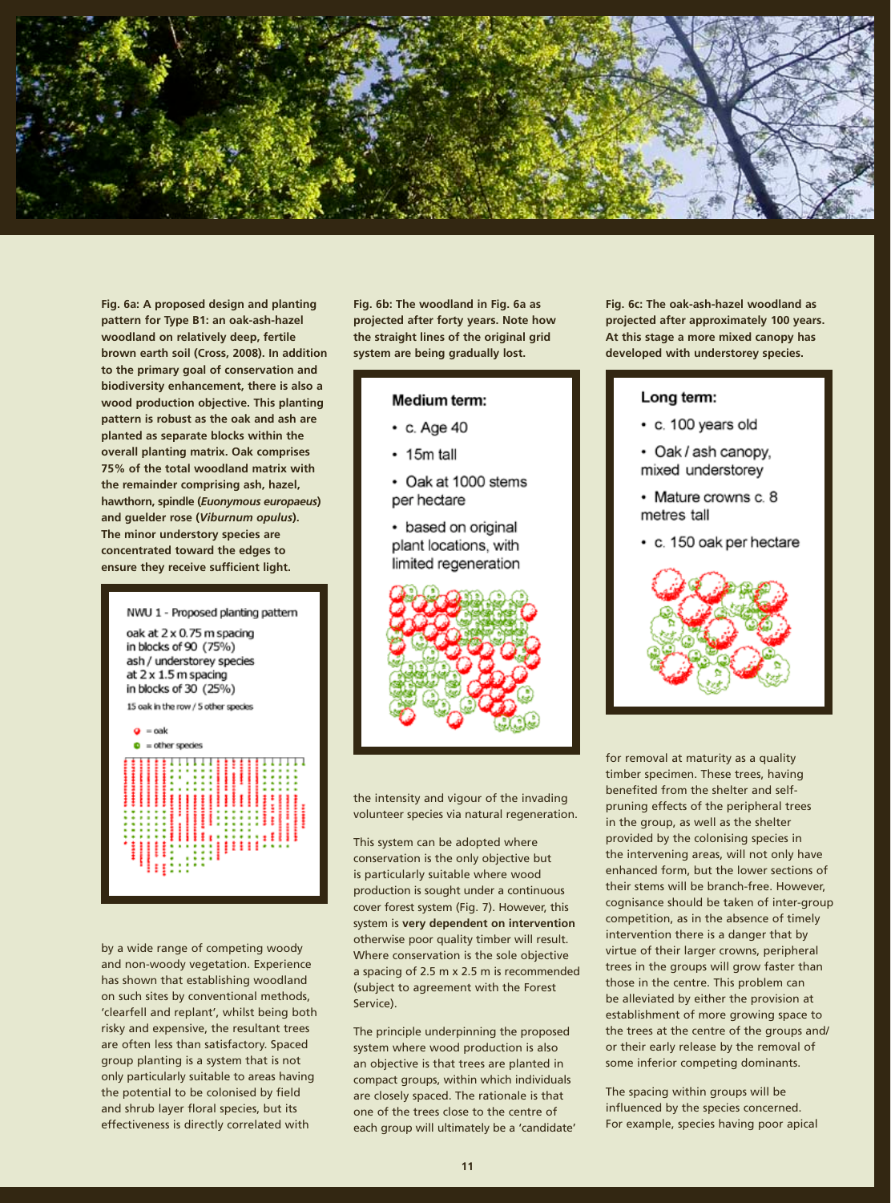**Fig. 6a: A proposed design and planting pattern for Type B1: an oak-ash-hazel woodland on relatively deep, fertile brown earth soil (Cross, 2008). In addition to the primary goal of conservation and biodiversity enhancement, there is also a wood production objective. This planting pattern is robust as the oak and ash are planted as separate blocks within the overall planting matrix. Oak comprises 75% of the total woodland matrix with the remainder comprising ash, hazel, hawthorn, spindle (*Euonymous europaeus*) and guelder rose (*Viburnum opulus*). The minor understory species are concentrated toward the edges to ensure they receive sufficient light.**

NWU 1 - Proposed planting pattern

oak at 2 x 0.75 m spacing in blocks of 90 (75%)
ash / understorey species at 2 x 1.5 m spacing in blocks of 30 (25%)
15 oak in the row / 5 other species

- = oak
- = other species

**Fig. 6b: The woodland in Fig. 6a as projected after forty years. Note how the straight lines of the original grid system are being gradually lost.**

**Medium term:**

- c. Age 40
- 15m tall
- Oak at 1000 stems per hectare
- based on original plant locations, with limited regeneration

**Fig. 6c: The oak-ash-hazel woodland as projected after approximately 100 years. At this stage a more mixed canopy has developed with understorey species.**

**Long term:**

- c. 100 years old
- Oak / ash canopy, mixed understorey
- Mature crowns c. 8 metres tall
- c. 150 oak per hectare

by a wide range of competing woody and non-woody vegetation. Experience has shown that establishing woodland on such sites by conventional methods, 'clearfell and replant', whilst being both risky and expensive, the resultant trees are often less than satisfactory. Spaced group planting is a system that is not only particularly suitable to areas having the potential to be colonised by field and shrub layer floral species, but its effectiveness is directly correlated with the intensity and vigour of the invading volunteer species via natural regeneration.

This system can be adopted where conservation is the only objective but is particularly suitable where wood production is sought under a continuous cover forest system (Fig. 7). However, this system is **very dependent on intervention** otherwise poor quality timber will result. Where conservation is the sole objective a spacing of 2.5 m x 2.5 m is recommended (subject to agreement with the Forest Service).

The principle underpinning the proposed system where wood production is also an objective is that trees are planted in compact groups, within which individuals are closely spaced. The rationale is that one of the trees close to the centre of each group will ultimately be a 'candidate' for removal at maturity as a quality timber specimen. These trees, having benefited from the shelter and self-pruning effects of the peripheral trees in the group, as well as the shelter provided by the colonising species in the intervening areas, will not only have enhanced form, but the lower sections of their stems will be branch-free. However, cognisance should be taken of inter-group competition, as in the absence of timely intervention there is a danger that by virtue of their larger crowns, peripheral trees in the groups will grow faster than those in the centre. This problem can be alleviated by either the provision at establishment of more growing space to the trees at the centre of the groups and/or their early release by the removal of some inferior competing dominants.

The spacing within groups will be influenced by the species concerned. For example, species having poor apical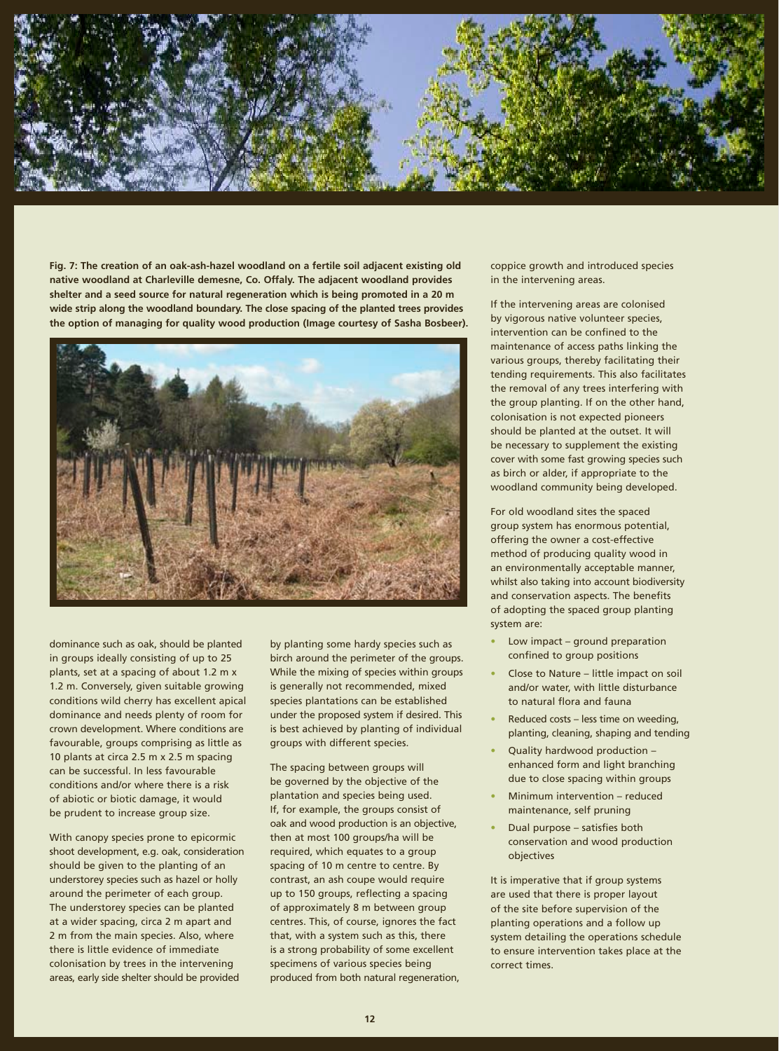**Fig. 7: The creation of an oak-ash-hazel woodland on a fertile soil adjacent existing old native woodland at Charleville demesne, Co. Offaly. The adjacent woodland provides shelter and a seed source for natural regeneration which is being promoted in a 20 m wide strip along the woodland boundary. The close spacing of the planted trees provides the option of managing for quality wood production (Image courtesy of Sasha Bosbeer).**

dominance such as oak, should be planted in groups ideally consisting of up to 25 plants, set at a spacing of about 1.2 m x 1.2 m. Conversely, given suitable growing conditions wild cherry has excellent apical dominance and needs plenty of room for crown development. Where conditions are favourable, groups comprising as little as 10 plants at circa 2.5 m x 2.5 m spacing can be successful. In less favourable conditions and/or where there is a risk of abiotic or biotic damage, it would be prudent to increase group size.

With canopy species prone to epicormic shoot development, e.g. oak, consideration should be given to the planting of an understorey species such as hazel or holly around the perimeter of each group. The understorey species can be planted at a wider spacing, circa 2 m apart and 2 m from the main species. Also, where there is little evidence of immediate colonisation by trees in the intervening areas, early side shelter should be provided by planting some hardy species such as birch around the perimeter of the groups. While the mixing of species within groups is generally not recommended, mixed species plantations can be established under the proposed system if desired. This is best achieved by planting of individual groups with different species.

The spacing between groups will be governed by the objective of the plantation and species being used. If, for example, the groups consist of oak and wood production is an objective, then at most 100 groups/ha will be required, which equates to a group spacing of 10 m centre to centre. By contrast, an ash coupe would require up to 150 groups, reflecting a spacing of approximately 8 m between group centres. This, of course, ignores the fact that, with a system such as this, there is a strong probability of some excellent specimens of various species being produced from both natural regeneration, coppice growth and introduced species in the intervening areas.

If the intervening areas are colonised by vigorous native volunteer species, intervention can be confined to the maintenance of access paths linking the various groups, thereby facilitating their tending requirements. This also facilitates the removal of any trees interfering with the group planting. If on the other hand, colonisation is not expected pioneers should be planted at the outset. It will be necessary to supplement the existing cover with some fast growing species such as birch or alder, if appropriate to the woodland community being developed.

For old woodland sites the spaced group system has enormous potential, offering the owner a cost-effective method of producing quality wood in an environmentally acceptable manner, whilst also taking into account biodiversity and conservation aspects. The benefits of adopting the spaced group planting system are:

- Low impact – ground preparation confined to group positions
- Close to Nature – little impact on soil and/or water, with little disturbance to natural flora and fauna
- Reduced costs – less time on weeding, planting, cleaning, shaping and tending
- Quality hardwood production – enhanced form and light branching due to close spacing within groups
- Minimum intervention – reduced maintenance, self pruning
- Dual purpose – satisfies both conservation and wood production objectives

It is imperative that if group systems are used that there is proper layout of the site before supervision of the planting operations and a follow up system detailing the operations schedule to ensure intervention takes place at the correct times.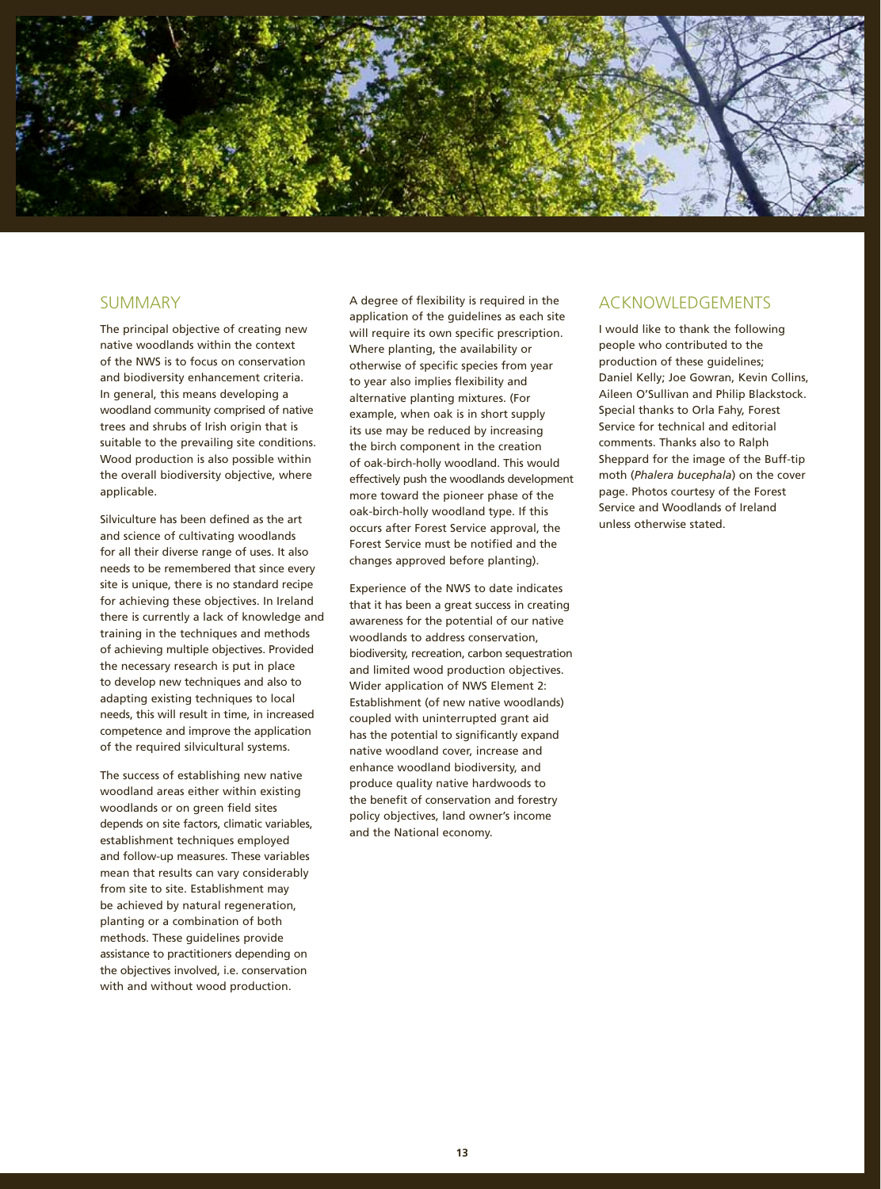## SUMMARY

The principal objective of creating new native woodlands within the context of the NWS is to focus on conservation and biodiversity enhancement criteria. In general, this means developing a woodland community comprised of native trees and shrubs of Irish origin that is suitable to the prevailing site conditions. Wood production is also possible within the overall biodiversity objective, where applicable.

Silviculture has been defined as the art and science of cultivating woodlands for all their diverse range of uses. It also needs to be remembered that since every site is unique, there is no standard recipe for achieving these objectives. In Ireland there is currently a lack of knowledge and training in the techniques and methods of achieving multiple objectives. Provided the necessary research is put in place to develop new techniques and also to adapting existing techniques to local needs, this will result in time, in increased competence and improve the application of the required silvicultural systems.

The success of establishing new native woodland areas either within existing woodlands or on green field sites depends on site factors, climatic variables, establishment techniques employed and follow-up measures. These variables mean that results can vary considerably from site to site. Establishment may be achieved by natural regeneration, planting or a combination of both methods. These guidelines provide assistance to practitioners depending on the objectives involved, i.e. conservation with and without wood production.

A degree of flexibility is required in the application of the guidelines as each site will require its own specific prescription. Where planting, the availability or otherwise of specific species from year to year also implies flexibility and alternative planting mixtures. (For example, when oak is in short supply its use may be reduced by increasing the birch component in the creation of oak-birch-holly woodland. This would effectively push the woodlands development more toward the pioneer phase of the oak-birch-holly woodland type. If this occurs after Forest Service approval, the Forest Service must be notified and the changes approved before planting).

Experience of the NWS to date indicates that it has been a great success in creating awareness for the potential of our native woodlands to address conservation, biodiversity, recreation, carbon sequestration and limited wood production objectives. Wider application of NWS Element 2: Establishment (of new native woodlands) coupled with uninterrupted grant aid has the potential to significantly expand native woodland cover, increase and enhance woodland biodiversity, and produce quality native hardwoods to the benefit of conservation and forestry policy objectives, land owner's income and the National economy.

## ACKNOWLEDGEMENTS

I would like to thank the following people who contributed to the production of these guidelines; Daniel Kelly; Joe Gowran, Kevin Collins, Aileen O'Sullivan and Philip Blackstock. Special thanks to Orla Fahy, Forest Service for technical and editorial comments. Thanks also to Ralph Sheppard for the image of the Buff-tip moth (*Phalera bucephala*) on the cover page. Photos courtesy of the Forest Service and Woodlands of Ireland unless otherwise stated.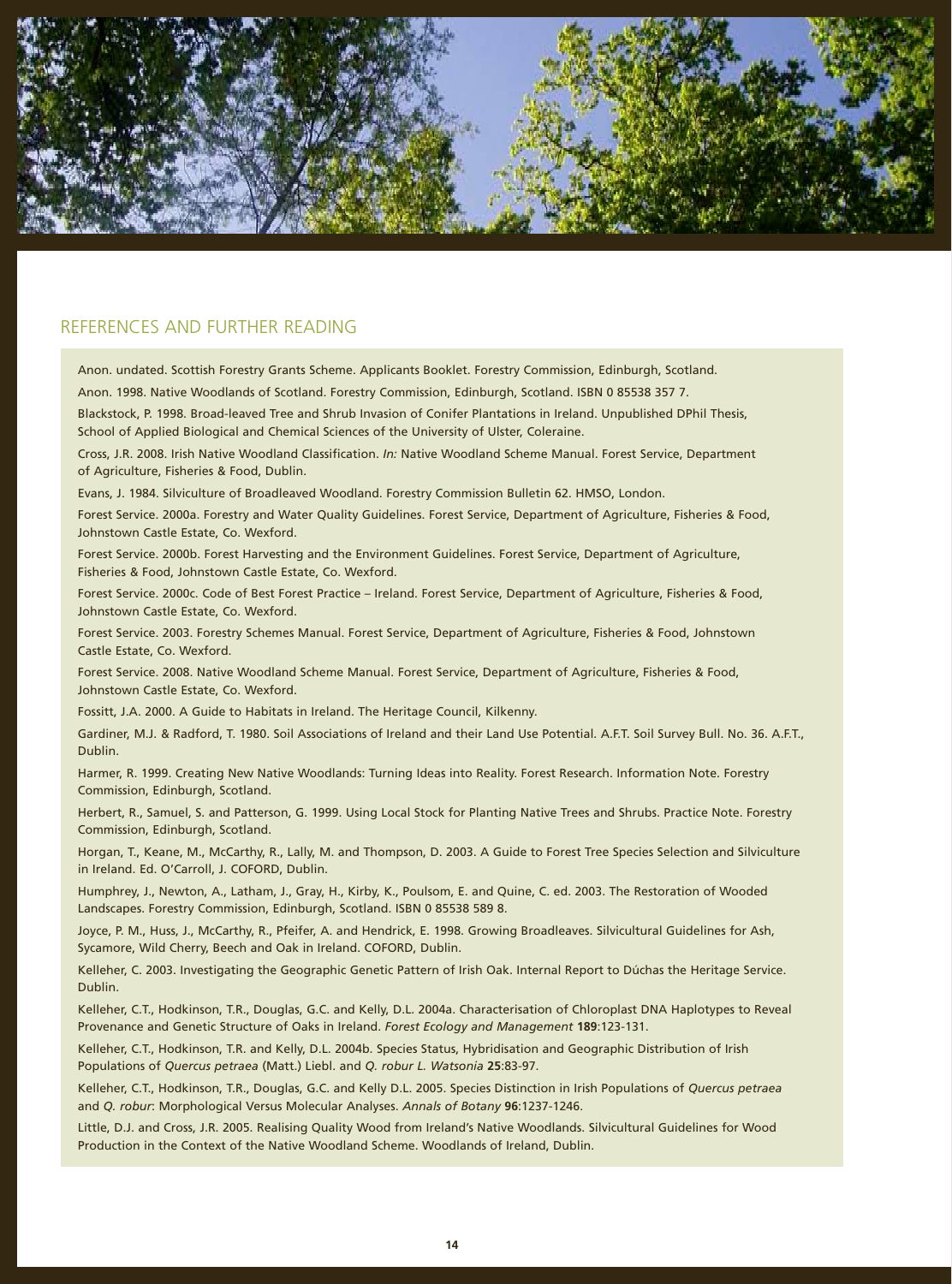## REFERENCES AND FURTHER READING

Anon. undated. Scottish Forestry Grants Scheme. Applicants Booklet. Forestry Commission, Edinburgh, Scotland.

Anon. 1998. Native Woodlands of Scotland. Forestry Commission, Edinburgh, Scotland. ISBN 0 85538 357 7.

Blackstock, P. 1998. Broad-leaved Tree and Shrub Invasion of Conifer Plantations in Ireland. Unpublished DPhil Thesis, School of Applied Biological and Chemical Sciences of the University of Ulster, Coleraine.

Cross, J.R. 2008. Irish Native Woodland Classification. *In:* Native Woodland Scheme Manual. Forest Service, Department of Agriculture, Fisheries & Food, Dublin.

Evans, J. 1984. Silviculture of Broadleaved Woodland. Forestry Commission Bulletin 62. HMSO, London.

Forest Service. 2000a. Forestry and Water Quality Guidelines. Forest Service, Department of Agriculture, Fisheries & Food, Johnstown Castle Estate, Co. Wexford.

Forest Service. 2000b. Forest Harvesting and the Environment Guidelines. Forest Service, Department of Agriculture, Fisheries & Food, Johnstown Castle Estate, Co. Wexford.

Forest Service. 2000c. Code of Best Forest Practice – Ireland. Forest Service, Department of Agriculture, Fisheries & Food, Johnstown Castle Estate, Co. Wexford.

Forest Service. 2003. Forestry Schemes Manual. Forest Service, Department of Agriculture, Fisheries & Food, Johnstown Castle Estate, Co. Wexford.

Forest Service. 2008. Native Woodland Scheme Manual. Forest Service, Department of Agriculture, Fisheries & Food, Johnstown Castle Estate, Co. Wexford.

Fossitt, J.A. 2000. A Guide to Habitats in Ireland. The Heritage Council, Kilkenny.

Gardiner, M.J. & Radford, T. 1980. Soil Associations of Ireland and their Land Use Potential. A.F.T. Soil Survey Bull. No. 36. A.F.T., Dublin.

Harmer, R. 1999. Creating New Native Woodlands: Turning Ideas into Reality. Forest Research. Information Note. Forestry Commission, Edinburgh, Scotland.

Herbert, R., Samuel, S. and Patterson, G. 1999. Using Local Stock for Planting Native Trees and Shrubs. Practice Note. Forestry Commission, Edinburgh, Scotland.

Horgan, T., Keane, M., McCarthy, R., Lally, M. and Thompson, D. 2003. A Guide to Forest Tree Species Selection and Silviculture in Ireland. Ed. O'Carroll, J. COFORD, Dublin.

Humphrey, J., Newton, A., Latham, J., Gray, H., Kirby, K., Poulsom, E. and Quine, C. ed. 2003. The Restoration of Wooded Landscapes. Forestry Commission, Edinburgh, Scotland. ISBN 0 85538 589 8.

Joyce, P. M., Huss, J., McCarthy, R., Pfeifer, A. and Hendrick, E. 1998. Growing Broadleaves. Silvicultural Guidelines for Ash, Sycamore, Wild Cherry, Beech and Oak in Ireland. COFORD, Dublin.

Kelleher, C. 2003. Investigating the Geographic Genetic Pattern of Irish Oak. Internal Report to Dúchas the Heritage Service. Dublin.

Kelleher, C.T., Hodkinson, T.R., Douglas, G.C. and Kelly, D.L. 2004a. Characterisation of Chloroplast DNA Haplotypes to Reveal Provenance and Genetic Structure of Oaks in Ireland. *Forest Ecology and Management* **189**:123-131.

Kelleher, C.T., Hodkinson, T.R. and Kelly, D.L. 2004b. Species Status, Hybridisation and Geographic Distribution of Irish Populations of *Quercus petraea* (Matt.) Liebl. and *Q. robur L. Watsonia* **25**:83-97.

Kelleher, C.T., Hodkinson, T.R., Douglas, G.C. and Kelly D.L. 2005. Species Distinction in Irish Populations of *Quercus petraea* and *Q. robur*: Morphological Versus Molecular Analyses. *Annals of Botany* **96**:1237-1246.

Little, D.J. and Cross, J.R. 2005. Realising Quality Wood from Ireland's Native Woodlands. Silvicultural Guidelines for Wood Production in the Context of the Native Woodland Scheme. Woodlands of Ireland, Dublin.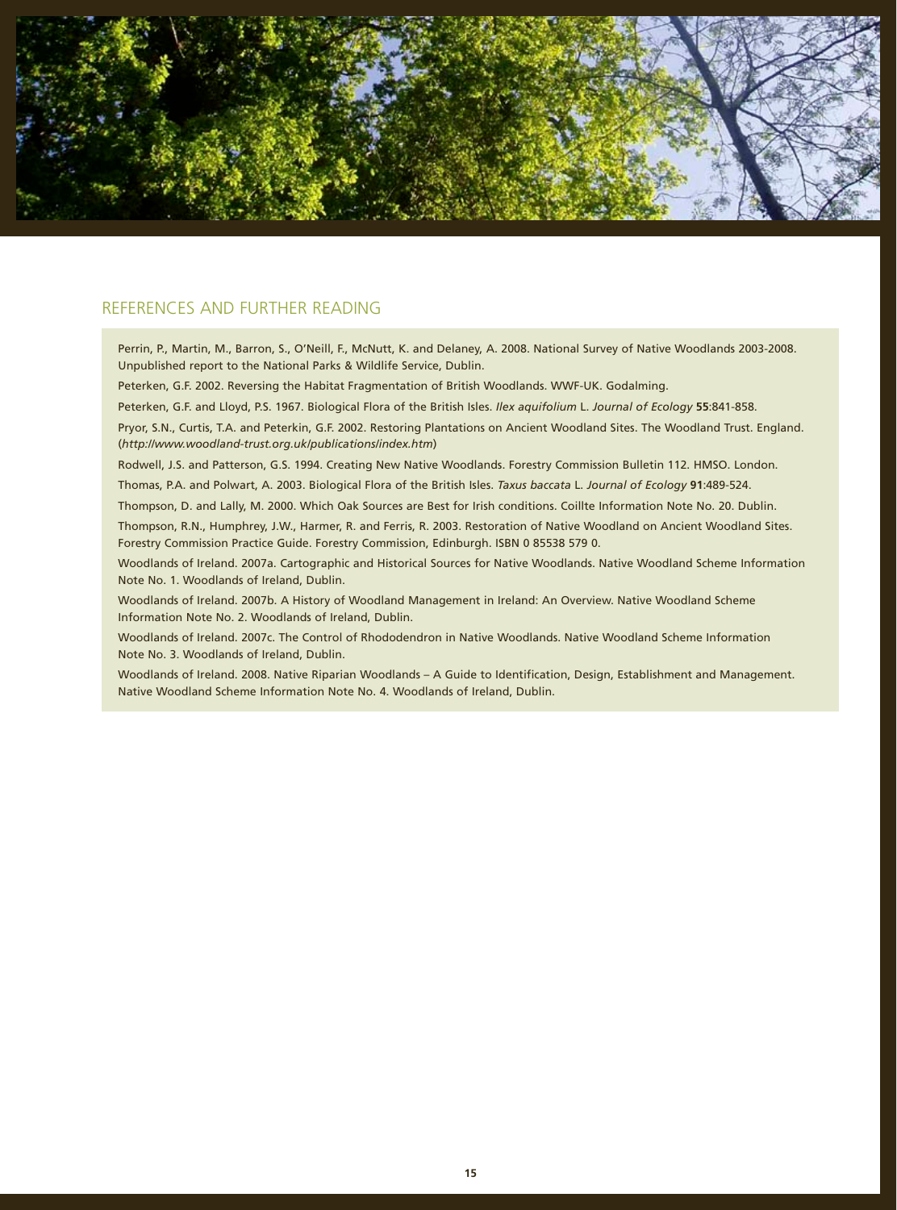## REFERENCES AND FURTHER READING

Perrin, P., Martin, M., Barron, S., O'Neill, F., McNutt, K. and Delaney, A. 2008. National Survey of Native Woodlands 2003-2008. Unpublished report to the National Parks & Wildlife Service, Dublin.

Peterken, G.F. 2002. Reversing the Habitat Fragmentation of British Woodlands. WWF-UK. Godalming.

Peterken, G.F. and Lloyd, P.S. 1967. Biological Flora of the British Isles. *Ilex aquifolium* L. *Journal of Ecology* **55**:841-858.

Pryor, S.N., Curtis, T.A. and Peterkin, G.F. 2002. Restoring Plantations on Ancient Woodland Sites. The Woodland Trust. England. (*http://www.woodland-trust.org.uk/publications/index.htm*)

Rodwell, J.S. and Patterson, G.S. 1994. Creating New Native Woodlands. Forestry Commission Bulletin 112. HMSO. London.

Thomas, P.A. and Polwart, A. 2003. Biological Flora of the British Isles. *Taxus baccata* L. *Journal of Ecology* **91**:489-524.

Thompson, D. and Lally, M. 2000. Which Oak Sources are Best for Irish conditions. Coillte Information Note No. 20. Dublin.

Thompson, R.N., Humphrey, J.W., Harmer, R. and Ferris, R. 2003. Restoration of Native Woodland on Ancient Woodland Sites. Forestry Commission Practice Guide. Forestry Commission, Edinburgh. ISBN 0 85538 579 0.

Woodlands of Ireland. 2007a. Cartographic and Historical Sources for Native Woodlands. Native Woodland Scheme Information Note No. 1. Woodlands of Ireland, Dublin.

Woodlands of Ireland. 2007b. A History of Woodland Management in Ireland: An Overview. Native Woodland Scheme Information Note No. 2. Woodlands of Ireland, Dublin.

Woodlands of Ireland. 2007c. The Control of Rhododendron in Native Woodlands. Native Woodland Scheme Information Note No. 3. Woodlands of Ireland, Dublin.

Woodlands of Ireland. 2008. Native Riparian Woodlands – A Guide to Identification, Design, Establishment and Management. Native Woodland Scheme Information Note No. 4. Woodlands of Ireland, Dublin.